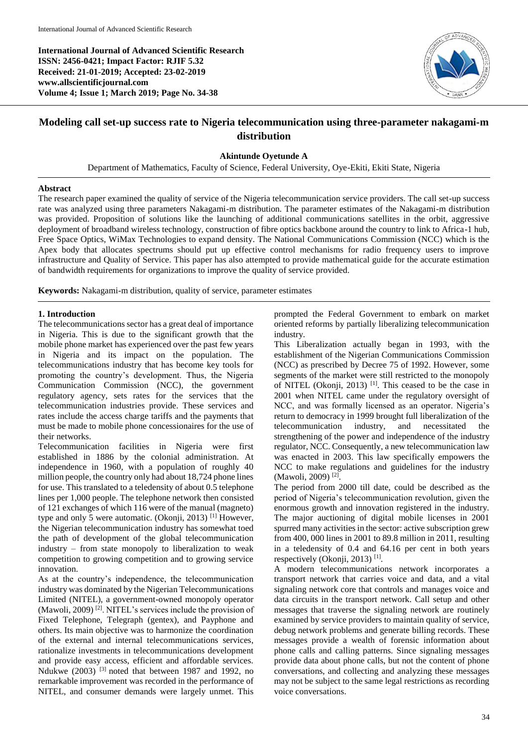**International Journal of Advanced Scientific Research**
**ISSN: 2456-0421; Impact Factor: RJIF 5.32**
**Received: 21-01-2019; Accepted: 23-02-2019**
**www.allscientificjournal.com**
**Volume 4; Issue 1; March 2019; Page No. 34-38**

# Modeling call set-up success rate to Nigeria telecommunication using three-parameter nakagami-m distribution

**Akintunde Oyetunde A**

Department of Mathematics, Faculty of Science, Federal University, Oye-Ekiti, Ekiti State, Nigeria

## Abstract

The research paper examined the quality of service of the Nigeria telecommunication service providers. The call set-up success rate was analyzed using three parameters Nakagami-m distribution. The parameter estimates of the Nakagami-m distribution was provided. Proposition of solutions like the launching of additional communications satellites in the orbit, aggressive deployment of broadband wireless technology, construction of fibre optics backbone around the country to link to Africa-1 hub, Free Space Optics, WiMax Technologies to expand density. The National Communications Commission (NCC) which is the Apex body that allocates spectrums should put up effective control mechanisms for radio frequency users to improve infrastructure and Quality of Service. This paper has also attempted to provide mathematical guide for the accurate estimation of bandwidth requirements for organizations to improve the quality of service provided.

**Keywords:** Nakagami-m distribution, quality of service, parameter estimates

## 1. Introduction

The telecommunications sector has a great deal of importance in Nigeria. This is due to the significant growth that the mobile phone market has experienced over the past few years in Nigeria and its impact on the population. The telecommunications industry that has become key tools for promoting the country's development. Thus, the Nigeria Communication Commission (NCC), the government regulatory agency, sets rates for the services that the telecommunication industries provide. These services and rates include the access charge tariffs and the payments that must be made to mobile phone concessionaires for the use of their networks.

Telecommunication facilities in Nigeria were first established in 1886 by the colonial administration. At independence in 1960, with a population of roughly 40 million people, the country only had about 18,724 phone lines for use. This translated to a teledensity of about 0.5 telephone lines per 1,000 people. The telephone network then consisted of 121 exchanges of which 116 were of the manual (magneto) type and only 5 were automatic. (Okonji, 2013) [1] However, the Nigerian telecommunication industry has somewhat toed the path of development of the global telecommunication industry – from state monopoly to liberalization to weak competition to growing competition and to growing service innovation.

As at the country's independence, the telecommunication industry was dominated by the Nigerian Telecommunications Limited (NITEL), a government-owned monopoly operator (Mawoli, 2009) [2]. NITEL's services include the provision of Fixed Telephone, Telegraph (gentex), and Payphone and others. Its main objective was to harmonize the coordination of the external and internal telecommunications services, rationalize investments in telecommunications development and provide easy access, efficient and affordable services. Ndukwe (2003) [3] noted that between 1987 and 1992, no remarkable improvement was recorded in the performance of NITEL, and consumer demands were largely unmet. This prompted the Federal Government to embark on market oriented reforms by partially liberalizing telecommunication industry.

This Liberalization actually began in 1993, with the establishment of the Nigerian Communications Commission (NCC) as prescribed by Decree 75 of 1992. However, some segments of the market were still restricted to the monopoly of NITEL (Okonji, 2013) [1]. This ceased to be the case in 2001 when NITEL came under the regulatory oversight of NCC, and was formally licensed as an operator. Nigeria's return to democracy in 1999 brought full liberalization of the telecommunication industry, and necessitated the strengthening of the power and independence of the industry regulator, NCC. Consequently, a new telecommunication law was enacted in 2003. This law specifically empowers the NCC to make regulations and guidelines for the industry (Mawoli, 2009) [2].

The period from 2000 till date, could be described as the period of Nigeria's telecommunication revolution, given the enormous growth and innovation registered in the industry. The major auctioning of digital mobile licenses in 2001 spurred many activities in the sector: active subscription grew from 400, 000 lines in 2001 to 89.8 million in 2011, resulting in a teledensity of 0.4 and 64.16 per cent in both years respectively (Okonji, 2013) [1].

A modern telecommunications network incorporates a transport network that carries voice and data, and a vital signaling network core that controls and manages voice and data circuits in the transport network. Call setup and other messages that traverse the signaling network are routinely examined by service providers to maintain quality of service, debug network problems and generate billing records. These messages provide a wealth of forensic information about phone calls and calling patterns. Since signaling messages provide data about phone calls, but not the content of phone conversations, and collecting and analyzing these messages may not be subject to the same legal restrictions as recording voice conversations.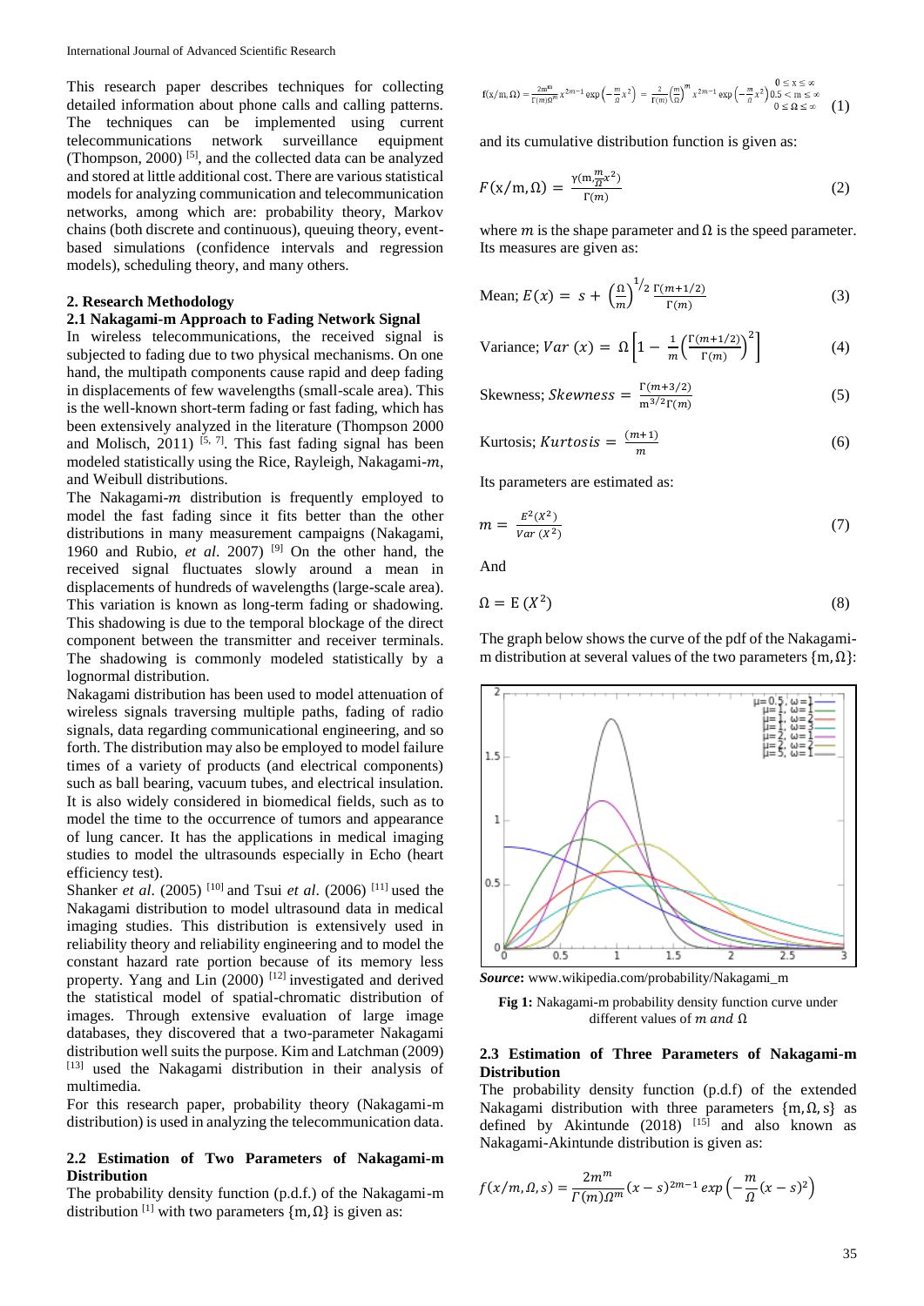This research paper describes techniques for collecting detailed information about phone calls and calling patterns. The techniques can be implemented using current telecommunications network surveillance equipment (Thompson, 2000) [5], and the collected data can be analyzed and stored at little additional cost. There are various statistical models for analyzing communication and telecommunication networks, among which are: probability theory, Markov chains (both discrete and continuous), queuing theory, event-based simulations (confidence intervals and regression models), scheduling theory, and many others.

## 2. Research Methodology

### 2.1 Nakagami-m Approach to Fading Network Signal

In wireless telecommunications, the received signal is subjected to fading due to two physical mechanisms. On one hand, the multipath components cause rapid and deep fading in displacements of few wavelengths (small-scale area). This is the well-known short-term fading or fast fading, which has been extensively analyzed in the literature (Thompson 2000 and Molisch, 2011) [5, 7]. This fast fading signal has been modeled statistically using the Rice, Rayleigh, Nakagami-$m$, and Weibull distributions.

The Nakagami-$m$ distribution is frequently employed to model the fast fading since it fits better than the other distributions in many measurement campaigns (Nakagami, 1960 and Rubio, *et al.* 2007) [9] On the other hand, the received signal fluctuates slowly around a mean in displacements of hundreds of wavelengths (large-scale area). This variation is known as long-term fading or shadowing. This shadowing is due to the temporal blockage of the direct component between the transmitter and receiver terminals. The shadowing is commonly modeled statistically by a lognormal distribution.

Nakagami distribution has been used to model attenuation of wireless signals traversing multiple paths, fading of radio signals, data regarding communicational engineering, and so forth. The distribution may also be employed to model failure times of a variety of products (and electrical components) such as ball bearing, vacuum tubes, and electrical insulation. It is also widely considered in biomedical fields, such as to model the time to the occurrence of tumors and appearance of lung cancer. It has the applications in medical imaging studies to model the ultrasounds especially in Echo (heart efficiency test).

Shanker *et al.* (2005) [10] and Tsui *et al.* (2006) [11] used the Nakagami distribution to model ultrasound data in medical imaging studies. This distribution is extensively used in reliability theory and reliability engineering and to model the constant hazard rate portion because of its memory less property. Yang and Lin (2000) [12] investigated and derived the statistical model of spatial-chromatic distribution of images. Through extensive evaluation of large image databases, they discovered that a two-parameter Nakagami distribution well suits the purpose. Kim and Latchman (2009) [13] used the Nakagami distribution in their analysis of multimedia.

For this research paper, probability theory (Nakagami-m distribution) is used in analyzing the telecommunication data.

### 2.2 Estimation of Two Parameters of Nakagami-m Distribution

The probability density function (p.d.f.) of the Nakagami-m distribution [1] with two parameters $\{m, \Omega\}$ is given as:

$$f(x/m,\Omega) = \frac{2m^m}{\Gamma(m)\Omega^m} x^{2m-1} \exp\left(-\frac{m}{\Omega}x^2\right) = \frac{2}{\Gamma(m)}\left(\frac{m}{\Omega}\right)^m x^{2m-1} \exp\left(-\frac{m}{\Omega}x^2\right) \begin{matrix} 0 \le x \le \infty \\ 0.5 < m \le \infty \\ 0 \le \Omega \le \infty \end{matrix} \quad (1)$$

and its cumulative distribution function is given as:

$$F(x/\mathrm{m},\Omega) = \frac{\gamma(\mathrm{m}, \frac{m}{\Omega}x^2)}{\Gamma(m)} \quad (2)$$

where $m$ is the shape parameter and $\Omega$ is the speed parameter. Its measures are given as:

$$\text{Mean; } E(x) = s + \left(\frac{\Omega}{m}\right)^{1/2} \frac{\Gamma(m+1/2)}{\Gamma(m)} \quad (3)$$

$$\text{Variance; } Var\ (x) = \Omega\left[1 - \frac{1}{m}\left(\frac{\Gamma(m+1/2)}{\Gamma(m)}\right)^2\right] \quad (4)$$

$$\text{Skewness; } Skewness = \frac{\Gamma(m+3/2)}{m^{3/2}\Gamma(m)} \quad (5)$$

$$\text{Kurtosis; } Kurtosis = \frac{(m+1)}{m} \quad (6)$$

Its parameters are estimated as:

$$m = \frac{E^2(X^2)}{Var\ (X^2)} \quad (7)$$

And

$$\Omega = \mathrm{E}\ (X^2) \quad (8)$$

The graph below shows the curve of the pdf of the Nakagami-m distribution at several values of the two parameters $\{\mathrm{m}, \Omega\}$:

***Source***: www.wikipedia.com/probability/Nakagami_m

**Fig 1:** Nakagami-m probability density function curve under different values of $m$ *and* $\Omega$

### 2.3 Estimation of Three Parameters of Nakagami-m Distribution

The probability density function (p.d.f) of the extended Nakagami distribution with three parameters $\{\mathrm{m}, \Omega, s\}$ as defined by Akintunde (2018) [15] and also known as Nakagami-Akintunde distribution is given as:

$$f(x/m,\Omega,s) = \frac{2m^m}{\Gamma(m)\Omega^m}(x-s)^{2m-1} exp\left(-\frac{m}{\Omega}(x-s)^2\right)$$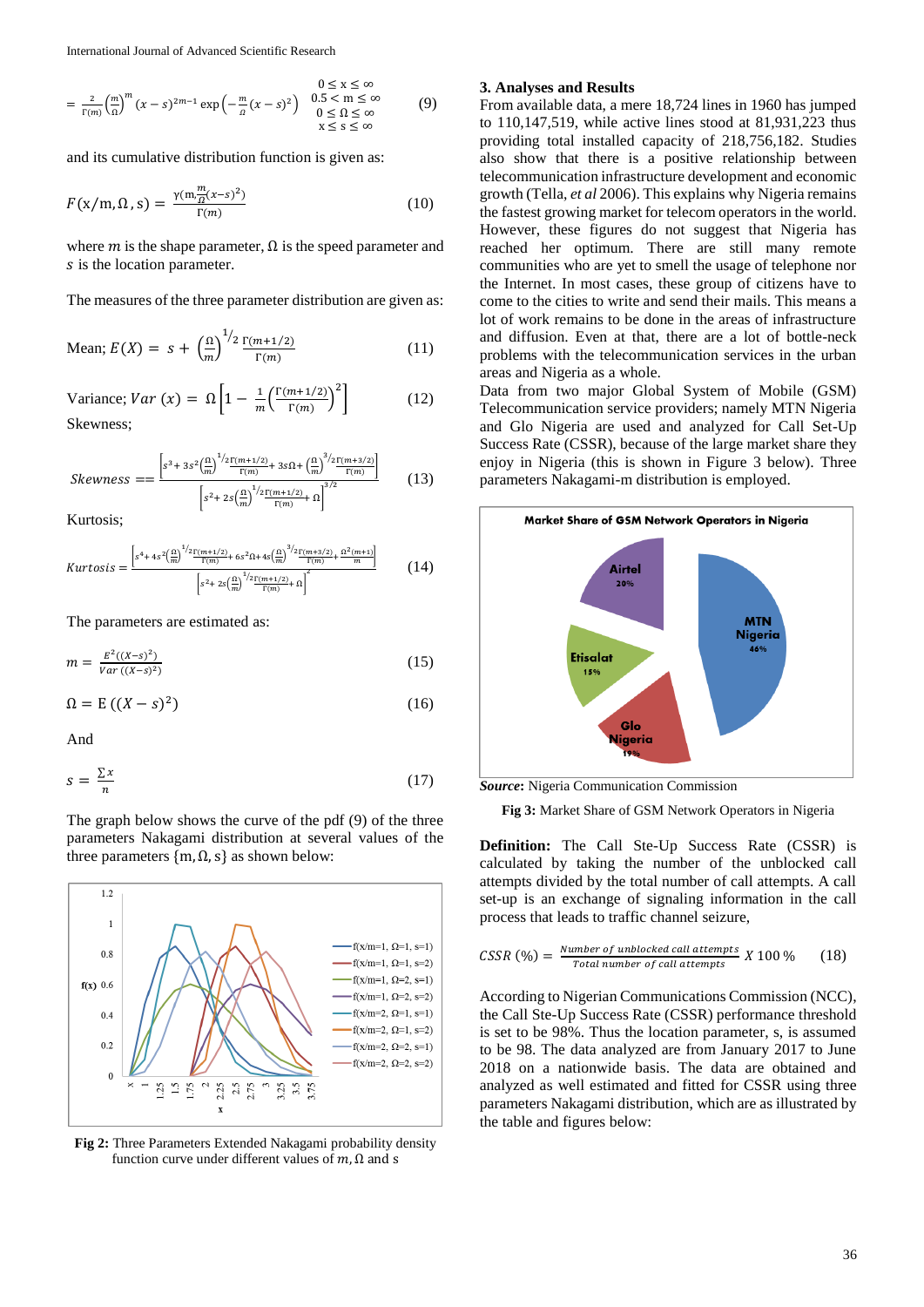$$= \frac{2}{\Gamma(m)}\left(\frac{m}{\Omega}\right)^m (x-s)^{2m-1} \exp\left(-\frac{m}{\Omega}(x-s)^2\right) \quad \begin{matrix} 0 \le x \le \infty \\ 0.5 < m \le \infty \\ 0 \le \Omega \le \infty \\ x \le s \le \infty \end{matrix} \tag{9}$$

and its cumulative distribution function is given as:

$$F(x/m, \Omega, s) = \frac{\gamma(m, \frac{m}{\Omega}(x-s)^2)}{\Gamma(m)} \tag{10}$$

where $m$ is the shape parameter, $\Omega$ is the speed parameter and $s$ is the location parameter.

The measures of the three parameter distribution are given as:

$$\text{Mean; } E(X) = s + \left(\frac{\Omega}{m}\right)^{1/2} \frac{\Gamma(m+1/2)}{\Gamma(m)} \tag{11}$$

$$\text{Variance; } Var(x) = \Omega\left[1 - \frac{1}{m}\left(\frac{\Gamma(m+1/2)}{\Gamma(m)}\right)^2\right] \tag{12}$$

Skewness;

$$Skewness == \frac{\left[s^3 + 3s^2\left(\frac{\Omega}{m}\right)^{1/2}\frac{\Gamma(m+1/2)}{\Gamma(m)} + 3s\Omega + \left(\frac{\Omega}{m}\right)^{3/2}\frac{\Gamma(m+3/2)}{\Gamma(m)}\right]}{\left[s^2 + 2s\left(\frac{\Omega}{m}\right)^{1/2}\frac{\Gamma(m+1/2)}{\Gamma(m)} + \Omega\right]^{3/2}} \tag{13}$$

Kurtosis;

$$Kurtosis = \frac{\left[s^4 + 4s^2\left(\frac{\Omega}{m}\right)^{1/2}\frac{\Gamma(m+1/2)}{\Gamma(m)} + 6s^2\Omega + 4s\left(\frac{\Omega}{m}\right)^{3/2}\frac{\Gamma(m+3/2)}{\Gamma(m)} + \frac{\Omega^2(m+1)}{m}\right]}{\left[s^2 + 2s\left(\frac{\Omega}{m}\right)^{1/2}\frac{\Gamma(m+1/2)}{\Gamma(m)} + \Omega\right]^2} \tag{14}$$

The parameters are estimated as:

$$m = \frac{E^2((X-s)^2)}{Var((X-s)^2)} \tag{15}$$

$$\Omega = E((X-s)^2) \tag{16}$$

And

$$s = \frac{\sum x}{n} \tag{17}$$

The graph below shows the curve of the pdf (9) of the three parameters Nakagami distribution at several values of the three parameters $\{m, \Omega, s\}$ as shown below:

**Fig 2:** Three Parameters Extended Nakagami probability density function curve under different values of $m$, $\Omega$ and s

## 3. Analyses and Results

From available data, a mere 18,724 lines in 1960 has jumped to 110,147,519, while active lines stood at 81,931,223 thus providing total installed capacity of 218,756,182. Studies also show that there is a positive relationship between telecommunication infrastructure development and economic growth (Tella, *et al* 2006). This explains why Nigeria remains the fastest growing market for telecom operators in the world. However, these figures do not suggest that Nigeria has reached her optimum. There are still many remote communities who are yet to smell the usage of telephone nor the Internet. In most cases, these group of citizens have to come to the cities to write and send their mails. This means a lot of work remains to be done in the areas of infrastructure and diffusion. Even at that, there are a lot of bottle-neck problems with the telecommunication services in the urban areas and Nigeria as a whole.

Data from two major Global System of Mobile (GSM) Telecommunication service providers; namely MTN Nigeria and Glo Nigeria are used and analyzed for Call Set-Up Success Rate (CSSR), because of the large market share they enjoy in Nigeria (this is shown in Figure 3 below). Three parameters Nakagami-m distribution is employed.

***Source*:** Nigeria Communication Commission

**Fig 3:** Market Share of GSM Network Operators in Nigeria

**Definition:** The Call Ste-Up Success Rate (CSSR) is calculated by taking the number of the unblocked call attempts divided by the total number of call attempts. A call set-up is an exchange of signaling information in the call process that leads to traffic channel seizure,

$$CSSR\ (\%) = \frac{Number\ of\ unblocked\ call\ attempts}{Total\ number\ of\ call\ attempts}\ X\ 100\ \% \tag{18}$$

According to Nigerian Communications Commission (NCC), the Call Ste-Up Success Rate (CSSR) performance threshold is set to be 98%. Thus the location parameter, s, is assumed to be 98. The data analyzed are from January 2017 to June 2018 on a nationwide basis. The data are obtained and analyzed as well estimated and fitted for CSSR using three parameters Nakagami distribution, which are as illustrated by the table and figures below: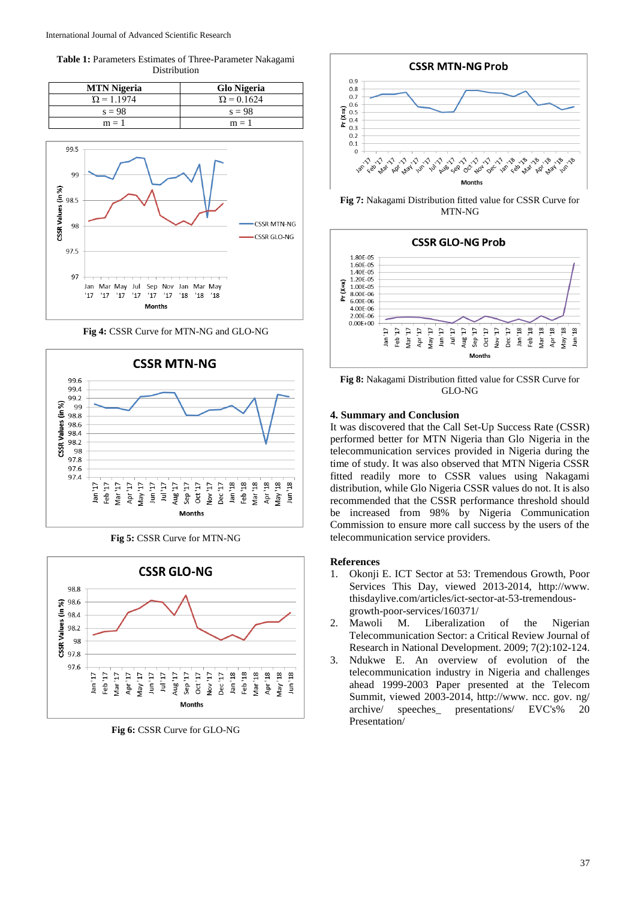**Table 1:** Parameters Estimates of Three-Parameter Nakagami Distribution

| MTN Nigeria | Glo Nigeria |
|---|---|
| Ω = 1.1974 | Ω = 0.1624 |
| s = 98 | s = 98 |
| m = 1 | m = 1 |

**Fig 4:** CSSR Curve for MTN-NG and GLO-NG

**Fig 5:** CSSR Curve for MTN-NG

**Fig 6:** CSSR Curve for GLO-NG

**Fig 7:** Nakagami Distribution fitted value for CSSR Curve for MTN-NG

**Fig 8:** Nakagami Distribution fitted value for CSSR Curve for GLO-NG

## 4. Summary and Conclusion

It was discovered that the Call Set-Up Success Rate (CSSR) performed better for MTN Nigeria than Glo Nigeria in the telecommunication services provided in Nigeria during the time of study. It was also observed that MTN Nigeria CSSR fitted readily more to CSSR values using Nakagami distribution, while Glo Nigeria CSSR values do not. It is also recommended that the CSSR performance threshold should be increased from 98% by Nigeria Communication Commission to ensure more call success by the users of the telecommunication service providers.

## References

1. Okonji E. ICT Sector at 53: Tremendous Growth, Poor Services This Day, viewed 2013-2014, http://www.thisdaylive.com/articles/ict-sector-at-53-tremendous-growth-poor-services/160371/
2. Mawoli M. Liberalization of the Nigerian Telecommunication Sector: a Critical Review Journal of Research in National Development. 2009; 7(2):102-124.
3. Ndukwe E. An overview of evolution of the telecommunication industry in Nigeria and challenges ahead 1999-2003 Paper presented at the Telecom Summit, viewed 2003-2014, http://www. ncc. gov. ng/ archive/ speeches_ presentations/ EVC's% 20 Presentation/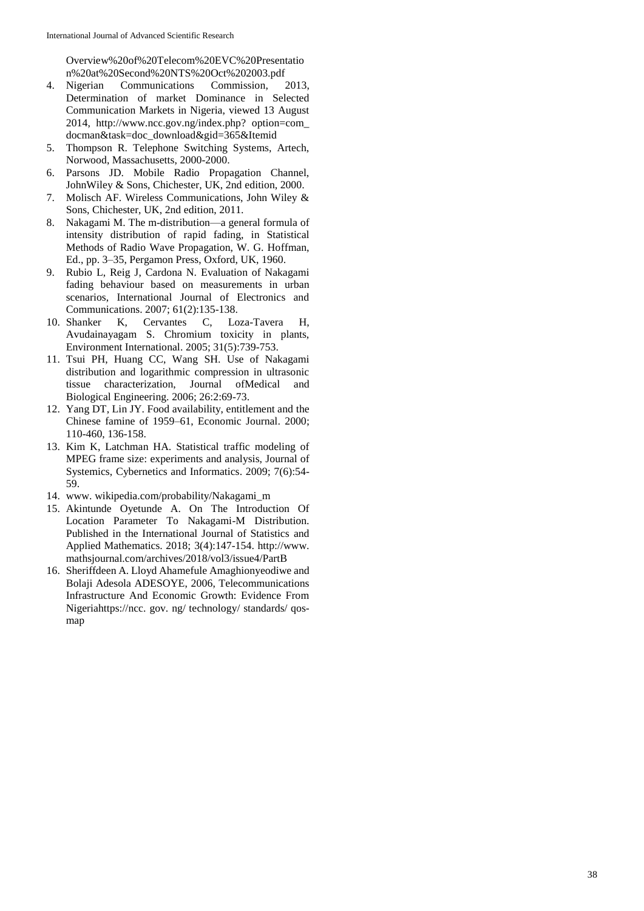Overview%20of%20Telecom%20EVC%20Presentation%20at%20Second%20NTS%20Oct%202003.pdf

4. Nigerian Communications Commission, 2013, Determination of market Dominance in Selected Communication Markets in Nigeria, viewed 13 August 2014, http://www.ncc.gov.ng/index.php? option=com_docman&task=doc_download&gid=365&Itemid
5. Thompson R. Telephone Switching Systems, Artech, Norwood, Massachusetts, 2000-2000.
6. Parsons JD. Mobile Radio Propagation Channel, JohnWiley & Sons, Chichester, UK, 2nd edition, 2000.
7. Molisch AF. Wireless Communications, John Wiley & Sons, Chichester, UK, 2nd edition, 2011.
8. Nakagami M. The m-distribution—a general formula of intensity distribution of rapid fading, in Statistical Methods of Radio Wave Propagation, W. G. Hoffman, Ed., pp. 3–35, Pergamon Press, Oxford, UK, 1960.
9. Rubio L, Reig J, Cardona N. Evaluation of Nakagami fading behaviour based on measurements in urban scenarios, International Journal of Electronics and Communications. 2007; 61(2):135-138.
10. Shanker K, Cervantes C, Loza-Tavera H, Avudainayagam S. Chromium toxicity in plants, Environment International. 2005; 31(5):739-753.
11. Tsui PH, Huang CC, Wang SH. Use of Nakagami distribution and logarithmic compression in ultrasonic tissue characterization, Journal ofMedical and Biological Engineering. 2006; 26:2:69-73.
12. Yang DT, Lin JY. Food availability, entitlement and the Chinese famine of 1959–61, Economic Journal. 2000; 110-460, 136-158.
13. Kim K, Latchman HA. Statistical traffic modeling of MPEG frame size: experiments and analysis, Journal of Systemics, Cybernetics and Informatics. 2009; 7(6):54-59.
14. www. wikipedia.com/probability/Nakagami_m
15. Akintunde Oyetunde A. On The Introduction Of Location Parameter To Nakagami-M Distribution. Published in the International Journal of Statistics and Applied Mathematics. 2018; 3(4):147-154. http://www. mathsjournal.com/archives/2018/vol3/issue4/PartB
16. Sheriffdeen A. Lloyd Ahamefule Amaghionyeodiwe and Bolaji Adesola ADESOYE, 2006, Telecommunications Infrastructure And Economic Growth: Evidence From Nigeriahttps://ncc. gov. ng/ technology/ standards/ qos-map